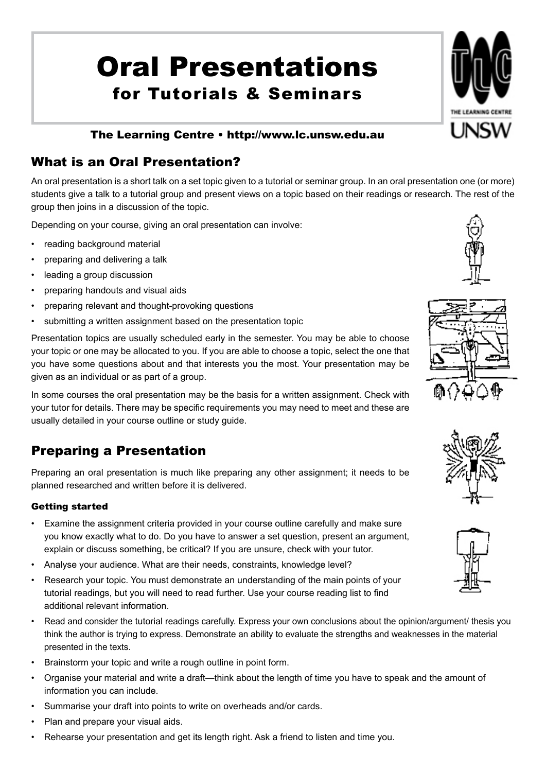# Oral Presentations

## for Tutorials & Seminars

**The Learning Centre • http://www.lc.unsw.edu.au**

## What is an Oral Presentation?

An oral presentation is a short talk on a set topic given to a tutorial or seminar group. In an oral presentation one (or more) students give a talk to a tutorial group and present views on a topic based on their readings or research. The rest of the group then joins in a discussion of the topic.

Depending on your course, giving an oral presentation can involve:

- reading background material
- preparing and delivering a talk
- leading a group discussion
- preparing handouts and visual aids
- preparing relevant and thought-provoking questions
- submitting a written assignment based on the presentation topic

Presentation topics are usually scheduled early in the semester. You may be able to choose your topic or one may be allocated to you. If you are able to choose a topic, select the one that you have some questions about and that interests you the most. Your presentation may be given as an individual or as part of a group.

In some courses the oral presentation may be the basis for a written assignment. Check with your tutor for details. There may be specific requirements you may need to meet and these are usually detailed in your course outline or study guide.

## Preparing a Presentation

Preparing an oral presentation is much like preparing any other assignment; it needs to be planned researched and written before it is delivered.

### Getting started

- Examine the assignment criteria provided in your course outline carefully and make sure you know exactly what to do. Do you have to answer a set question, present an argument, explain or discuss something, be critical? If you are unsure, check with your tutor.
- Analyse your audience. What are their needs, constraints, knowledge level?
- Research your topic. You must demonstrate an understanding of the main points of your tutorial readings, but you will need to read further. Use your course reading list to find additional relevant information.
- Read and consider the tutorial readings carefully. Express your own conclusions about the opinion/argument/ thesis you think the author is trying to express. Demonstrate an ability to evaluate the strengths and weaknesses in the material presented in the texts.
- Brainstorm your topic and write a rough outline in point form.
- Organise your material and write a draft—think about the length of time you have to speak and the amount of information you can include.
- Summarise your draft into points to write on overheads and/or cards.
- Plan and prepare your visual aids.
- Rehearse your presentation and get its length right. Ask a friend to listen and time you.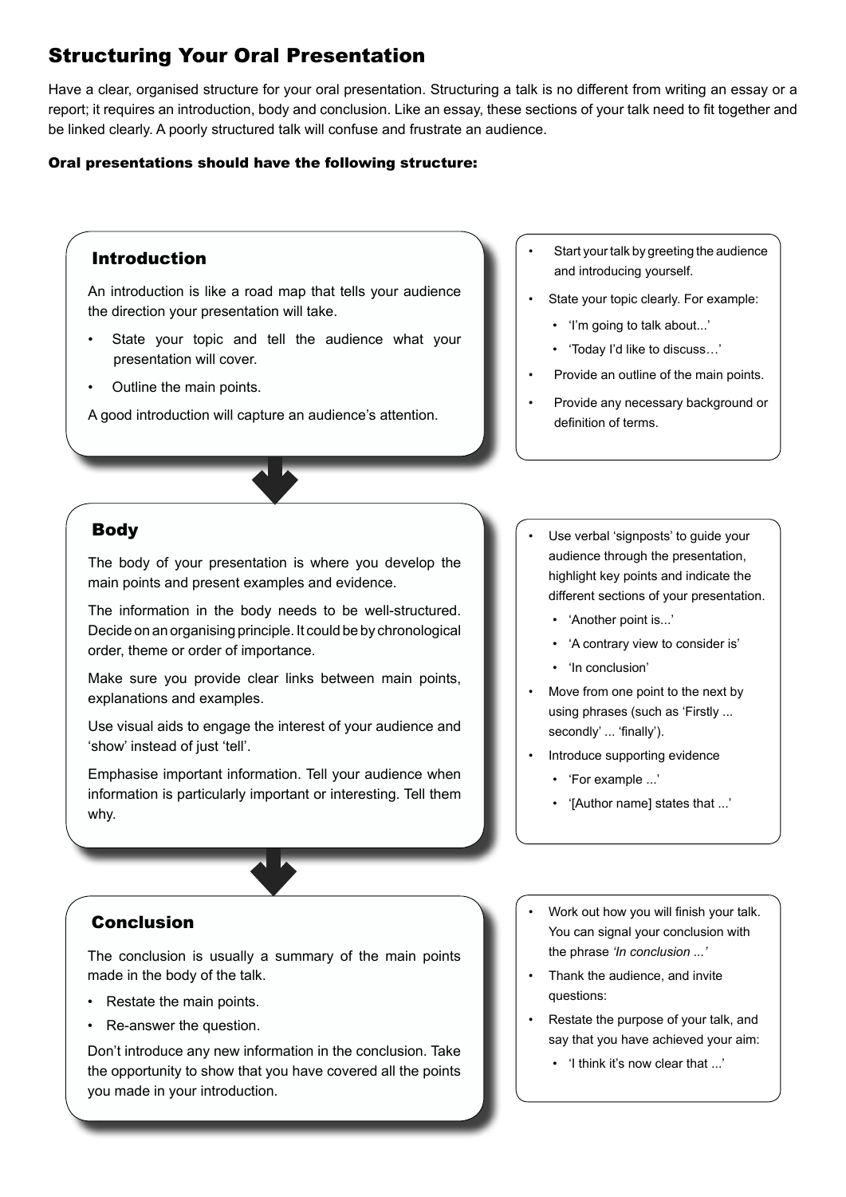# Structuring Your Oral Presentation

Have a clear, organised structure for your oral presentation. Structuring a talk is no different from writing an essay or a report; it requires an introduction, body and conclusion. Like an essay, these sections of your talk need to fit together and be linked clearly. A poorly structured talk will confuse and frustrate an audience.

**Oral presentations should have the following structure:**

## Introduction

An introduction is like a road map that tells your audience the direction your presentation will take.

- State your topic and tell the audience what your presentation will cover.
- Outline the main points.

A good introduction will capture an audience's attention.

- Start your talk by greeting the audience and introducing yourself.
- State your topic clearly. For example:
  - 'I'm going to talk about...'
  - 'Today I'd like to discuss…'
- Provide an outline of the main points.
- Provide any necessary background or definition of terms.

## Body

The body of your presentation is where you develop the main points and present examples and evidence.

The information in the body needs to be well-structured. Decide on an organising principle. It could be by chronological order, theme or order of importance.

Make sure you provide clear links between main points, explanations and examples.

Use visual aids to engage the interest of your audience and 'show' instead of just 'tell'.

Emphasise important information. Tell your audience when information is particularly important or interesting. Tell them why.

- Use verbal 'signposts' to guide your audience through the presentation, highlight key points and indicate the different sections of your presentation.
  - 'Another point is...'
  - 'A contrary view to consider is'
  - 'In conclusion'
- Move from one point to the next by using phrases (such as 'Firstly ... secondly' ... 'finally').
- Introduce supporting evidence
  - 'For example ...'
  - '[Author name] states that ...'

## Conclusion

The conclusion is usually a summary of the main points made in the body of the talk.

- Restate the main points.
- Re-answer the question.

Don't introduce any new information in the conclusion. Take the opportunity to show that you have covered all the points you made in your introduction.

- Work out how you will finish your talk. You can signal your conclusion with the phrase *'In conclusion ...'*
- Thank the audience, and invite questions:
- Restate the purpose of your talk, and say that you have achieved your aim:
  - 'I think it's now clear that ...'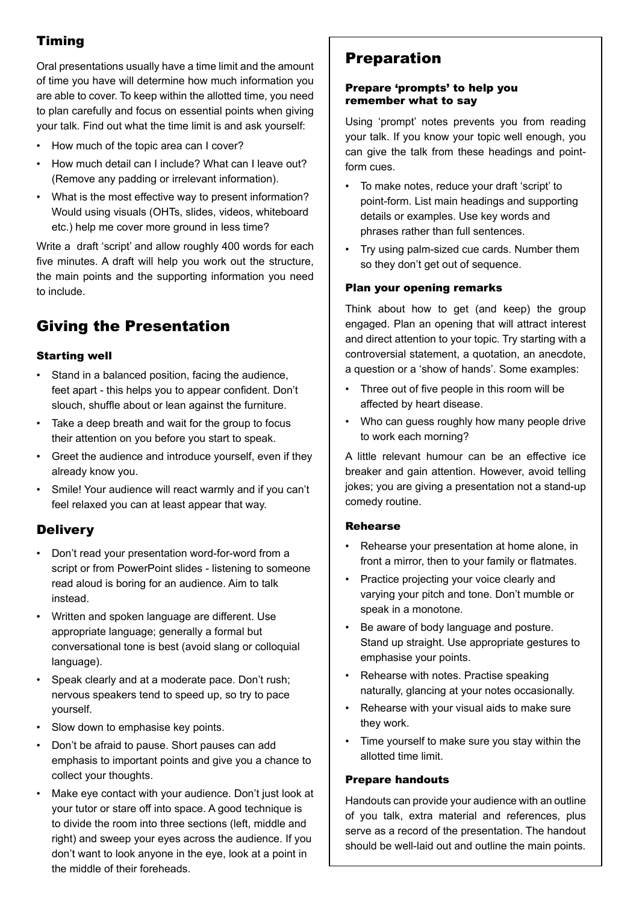## Timing

Oral presentations usually have a time limit and the amount of time you have will determine how much information you are able to cover. To keep within the allotted time, you need to plan carefully and focus on essential points when giving your talk. Find out what the time limit is and ask yourself:

- How much of the topic area can I cover?
- How much detail can I include? What can I leave out? (Remove any padding or irrelevant information).
- What is the most effective way to present information? Would using visuals (OHTs, slides, videos, whiteboard etc.) help me cover more ground in less time?

Write a draft 'script' and allow roughly 400 words for each five minutes. A draft will help you work out the structure, the main points and the supporting information you need to include.

## Giving the Presentation

### Starting well

- Stand in a balanced position, facing the audience, feet apart - this helps you to appear confident. Don't slouch, shuffle about or lean against the furniture.
- Take a deep breath and wait for the group to focus their attention on you before you start to speak.
- Greet the audience and introduce yourself, even if they already know you.
- Smile! Your audience will react warmly and if you can't feel relaxed you can at least appear that way.

## Delivery

- Don't read your presentation word-for-word from a script or from PowerPoint slides - listening to someone read aloud is boring for an audience. Aim to talk instead.
- Written and spoken language are different. Use appropriate language; generally a formal but conversational tone is best (avoid slang or colloquial language).
- Speak clearly and at a moderate pace. Don't rush; nervous speakers tend to speed up, so try to pace yourself.
- Slow down to emphasise key points.
- Don't be afraid to pause. Short pauses can add emphasis to important points and give you a chance to collect your thoughts.
- Make eye contact with your audience. Don't just look at your tutor or stare off into space. A good technique is to divide the room into three sections (left, middle and right) and sweep your eyes across the audience. If you don't want to look anyone in the eye, look at a point in the middle of their foreheads.

## Preparation

### Prepare 'prompts' to help you remember what to say

Using 'prompt' notes prevents you from reading your talk. If you know your topic well enough, you can give the talk from these headings and point-form cues.

- To make notes, reduce your draft 'script' to point-form. List main headings and supporting details or examples. Use key words and phrases rather than full sentences.
- Try using palm-sized cue cards. Number them so they don't get out of sequence.

### Plan your opening remarks

Think about how to get (and keep) the group engaged. Plan an opening that will attract interest and direct attention to your topic. Try starting with a controversial statement, a quotation, an anecdote, a question or a 'show of hands'. Some examples:

- Three out of five people in this room will be affected by heart disease.
- Who can guess roughly how many people drive to work each morning?

A little relevant humour can be an effective ice breaker and gain attention. However, avoid telling jokes; you are giving a presentation not a stand-up comedy routine.

### Rehearse

- Rehearse your presentation at home alone, in front a mirror, then to your family or flatmates.
- Practice projecting your voice clearly and varying your pitch and tone. Don't mumble or speak in a monotone.
- Be aware of body language and posture. Stand up straight. Use appropriate gestures to emphasise your points.
- Rehearse with notes. Practise speaking naturally, glancing at your notes occasionally.
- Rehearse with your visual aids to make sure they work.
- Time yourself to make sure you stay within the allotted time limit.

### Prepare handouts

Handouts can provide your audience with an outline of you talk, extra material and references, plus serve as a record of the presentation. The handout should be well-laid out and outline the main points.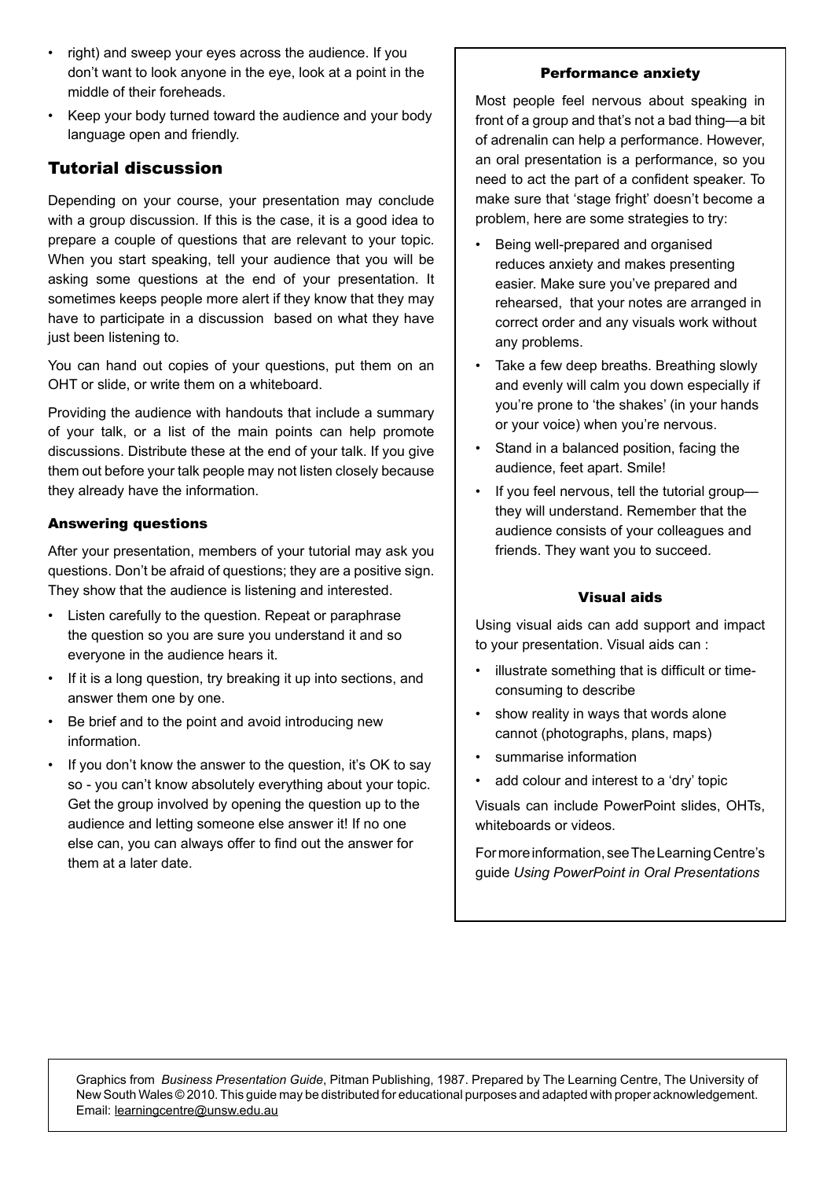- right) and sweep your eyes across the audience. If you don't want to look anyone in the eye, look at a point in the middle of their foreheads.
- Keep your body turned toward the audience and your body language open and friendly.

## Tutorial discussion

Depending on your course, your presentation may conclude with a group discussion. If this is the case, it is a good idea to prepare a couple of questions that are relevant to your topic. When you start speaking, tell your audience that you will be asking some questions at the end of your presentation. It sometimes keeps people more alert if they know that they may have to participate in a discussion based on what they have just been listening to.

You can hand out copies of your questions, put them on an OHT or slide, or write them on a whiteboard.

Providing the audience with handouts that include a summary of your talk, or a list of the main points can help promote discussions. Distribute these at the end of your talk. If you give them out before your talk people may not listen closely because they already have the information.

### Answering questions

After your presentation, members of your tutorial may ask you questions. Don't be afraid of questions; they are a positive sign. They show that the audience is listening and interested.

- Listen carefully to the question. Repeat or paraphrase the question so you are sure you understand it and so everyone in the audience hears it.
- If it is a long question, try breaking it up into sections, and answer them one by one.
- Be brief and to the point and avoid introducing new information.
- If you don't know the answer to the question, it's OK to say so - you can't know absolutely everything about your topic. Get the group involved by opening the question up to the audience and letting someone else answer it! If no one else can, you can always offer to find out the answer for them at a later date.

### Performance anxiety

Most people feel nervous about speaking in front of a group and that's not a bad thing—a bit of adrenalin can help a performance. However, an oral presentation is a performance, so you need to act the part of a confident speaker. To make sure that 'stage fright' doesn't become a problem, here are some strategies to try:

- Being well-prepared and organised reduces anxiety and makes presenting easier. Make sure you've prepared and rehearsed, that your notes are arranged in correct order and any visuals work without any problems.
- Take a few deep breaths. Breathing slowly and evenly will calm you down especially if you're prone to 'the shakes' (in your hands or your voice) when you're nervous.
- Stand in a balanced position, facing the audience, feet apart. Smile!
- If you feel nervous, tell the tutorial group—they will understand. Remember that the audience consists of your colleagues and friends. They want you to succeed.

### Visual aids

Using visual aids can add support and impact to your presentation. Visual aids can :

- illustrate something that is difficult or time-consuming to describe
- show reality in ways that words alone cannot (photographs, plans, maps)
- summarise information
- add colour and interest to a 'dry' topic

Visuals can include PowerPoint slides, OHTs, whiteboards or videos.

For more information, see The Learning Centre's guide *Using PowerPoint in Oral Presentations*

Graphics from *Business Presentation Guide*, Pitman Publishing, 1987. Prepared by The Learning Centre, The University of New South Wales © 2010. This guide may be distributed for educational purposes and adapted with proper acknowledgement. Email: learningcentre@unsw.edu.au